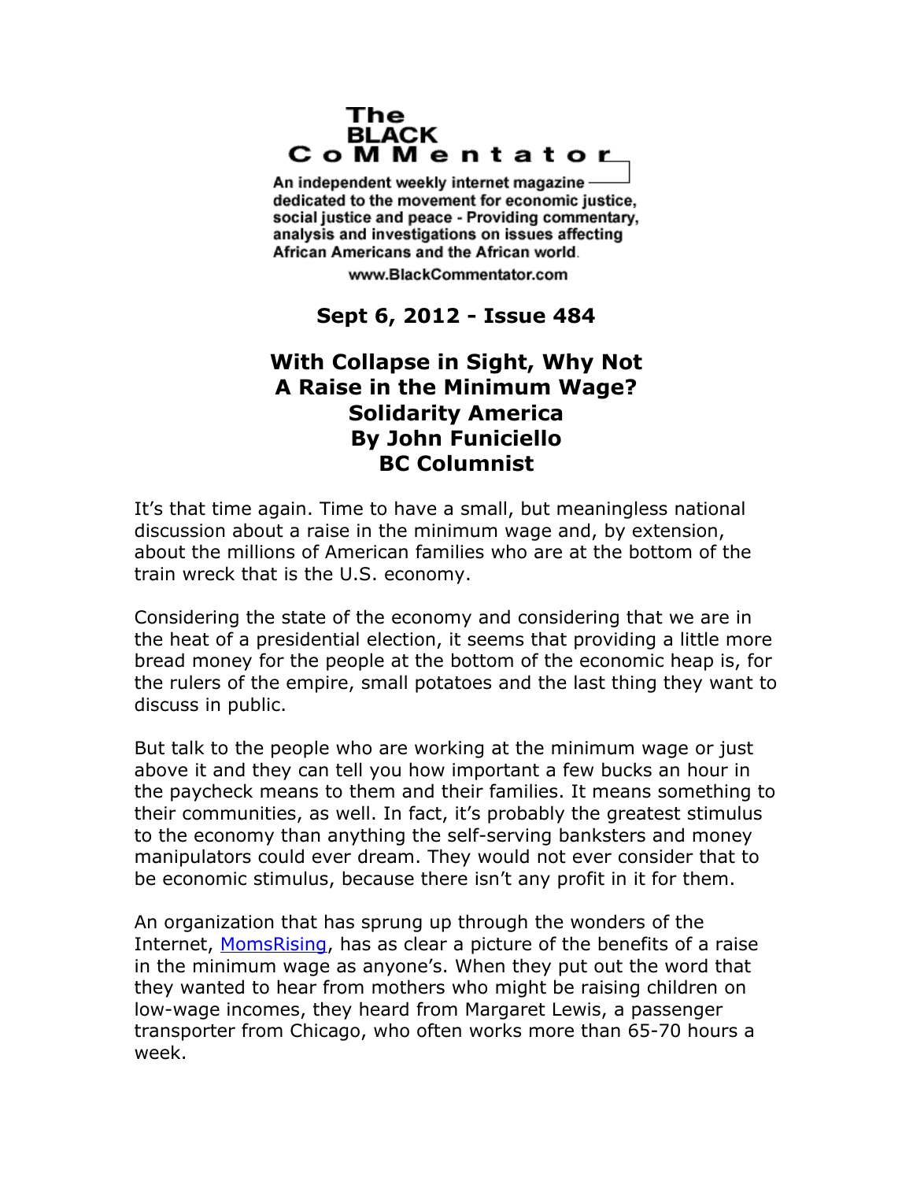The BLACK CoMMentator

An independent weekly internet magazine dedicated to the movement for economic justice, social justice and peace - Providing commentary, analysis and investigations on issues affecting African Americans and the African world.

www.BlackCommentator.com

**Sept 6, 2012 - Issue 484**

# With Collapse in Sight, Why Not A Raise in the Minimum Wage?

## Solidarity America

**By John Funiciello**

**BC Columnist**

It's that time again. Time to have a small, but meaningless national discussion about a raise in the minimum wage and, by extension, about the millions of American families who are at the bottom of the train wreck that is the U.S. economy.

Considering the state of the economy and considering that we are in the heat of a presidential election, it seems that providing a little more bread money for the people at the bottom of the economic heap is, for the rulers of the empire, small potatoes and the last thing they want to discuss in public.

But talk to the people who are working at the minimum wage or just above it and they can tell you how important a few bucks an hour in the paycheck means to them and their families. It means something to their communities, as well. In fact, it's probably the greatest stimulus to the economy than anything the self-serving banksters and money manipulators could ever dream. They would not ever consider that to be economic stimulus, because there isn't any profit in it for them.

An organization that has sprung up through the wonders of the Internet, MomsRising, has as clear a picture of the benefits of a raise in the minimum wage as anyone's. When they put out the word that they wanted to hear from mothers who might be raising children on low-wage incomes, they heard from Margaret Lewis, a passenger transporter from Chicago, who often works more than 65-70 hours a week.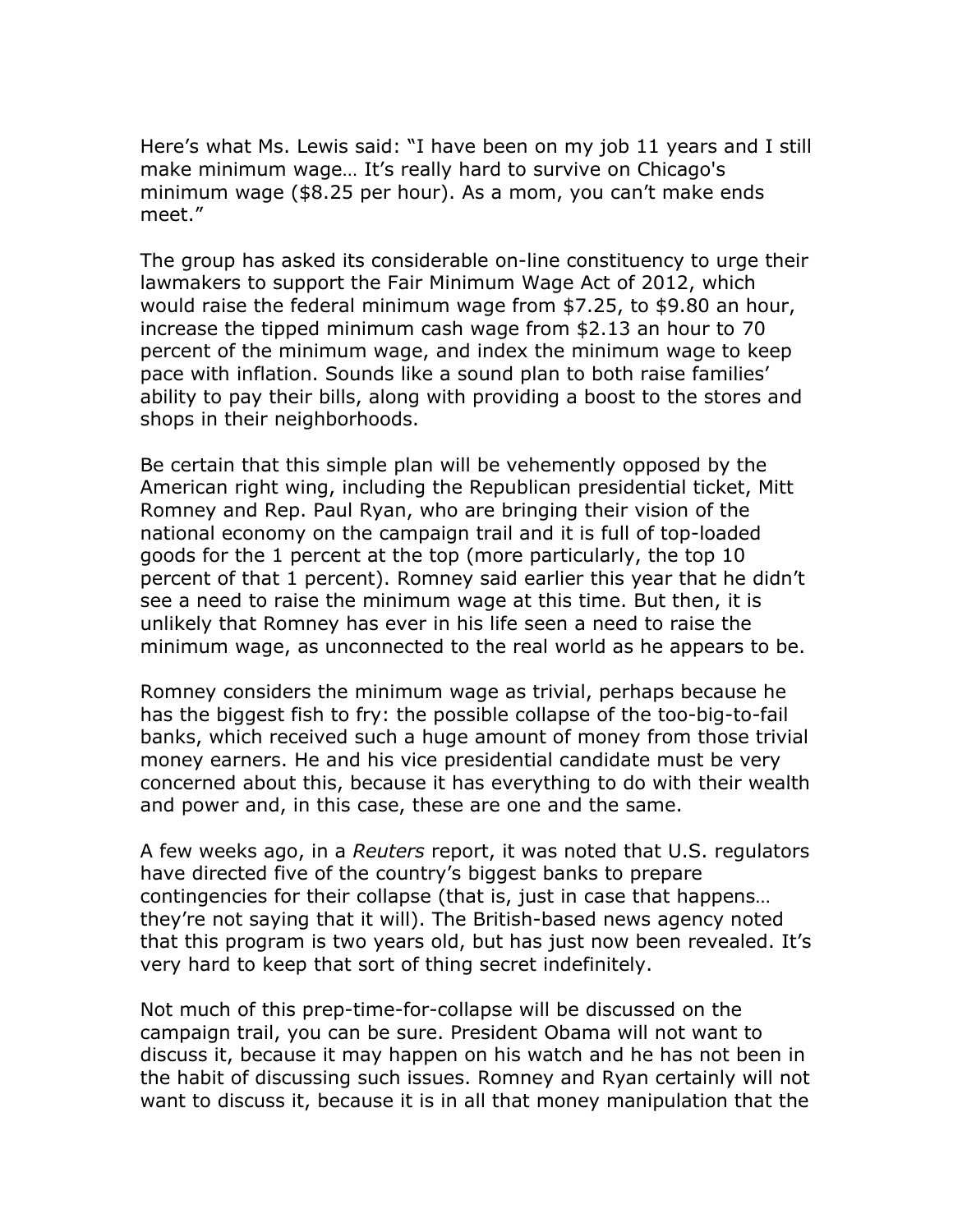Here's what Ms. Lewis said: "I have been on my job 11 years and I still make minimum wage… It's really hard to survive on Chicago's minimum wage ($8.25 per hour). As a mom, you can't make ends meet."

The group has asked its considerable on-line constituency to urge their lawmakers to support the Fair Minimum Wage Act of 2012, which would raise the federal minimum wage from $7.25, to $9.80 an hour, increase the tipped minimum cash wage from $2.13 an hour to 70 percent of the minimum wage, and index the minimum wage to keep pace with inflation. Sounds like a sound plan to both raise families' ability to pay their bills, along with providing a boost to the stores and shops in their neighborhoods.

Be certain that this simple plan will be vehemently opposed by the American right wing, including the Republican presidential ticket, Mitt Romney and Rep. Paul Ryan, who are bringing their vision of the national economy on the campaign trail and it is full of top-loaded goods for the 1 percent at the top (more particularly, the top 10 percent of that 1 percent). Romney said earlier this year that he didn't see a need to raise the minimum wage at this time. But then, it is unlikely that Romney has ever in his life seen a need to raise the minimum wage, as unconnected to the real world as he appears to be.

Romney considers the minimum wage as trivial, perhaps because he has the biggest fish to fry: the possible collapse of the too-big-to-fail banks, which received such a huge amount of money from those trivial money earners. He and his vice presidential candidate must be very concerned about this, because it has everything to do with their wealth and power and, in this case, these are one and the same.

A few weeks ago, in a *Reuters* report, it was noted that U.S. regulators have directed five of the country's biggest banks to prepare contingencies for their collapse (that is, just in case that happens… they're not saying that it will). The British-based news agency noted that this program is two years old, but has just now been revealed. It's very hard to keep that sort of thing secret indefinitely.

Not much of this prep-time-for-collapse will be discussed on the campaign trail, you can be sure. President Obama will not want to discuss it, because it may happen on his watch and he has not been in the habit of discussing such issues. Romney and Ryan certainly will not want to discuss it, because it is in all that money manipulation that the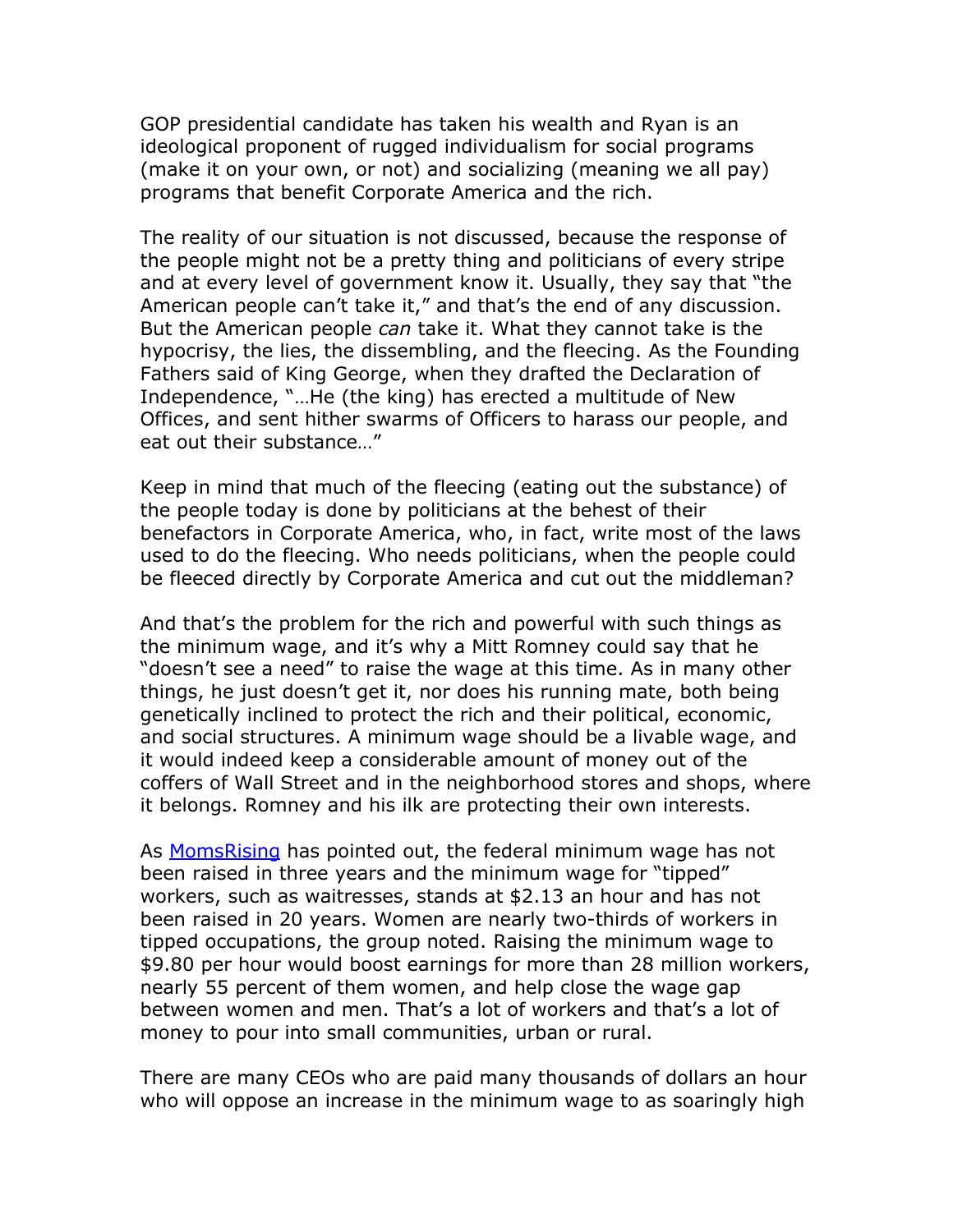GOP presidential candidate has taken his wealth and Ryan is an ideological proponent of rugged individualism for social programs (make it on your own, or not) and socializing (meaning we all pay) programs that benefit Corporate America and the rich.

The reality of our situation is not discussed, because the response of the people might not be a pretty thing and politicians of every stripe and at every level of government know it. Usually, they say that "the American people can't take it," and that's the end of any discussion. But the American people *can* take it. What they cannot take is the hypocrisy, the lies, the dissembling, and the fleecing. As the Founding Fathers said of King George, when they drafted the Declaration of Independence, "…He (the king) has erected a multitude of New Offices, and sent hither swarms of Officers to harass our people, and eat out their substance…"

Keep in mind that much of the fleecing (eating out the substance) of the people today is done by politicians at the behest of their benefactors in Corporate America, who, in fact, write most of the laws used to do the fleecing. Who needs politicians, when the people could be fleeced directly by Corporate America and cut out the middleman?

And that's the problem for the rich and powerful with such things as the minimum wage, and it's why a Mitt Romney could say that he "doesn't see a need" to raise the wage at this time. As in many other things, he just doesn't get it, nor does his running mate, both being genetically inclined to protect the rich and their political, economic, and social structures. A minimum wage should be a livable wage, and it would indeed keep a considerable amount of money out of the coffers of Wall Street and in the neighborhood stores and shops, where it belongs. Romney and his ilk are protecting their own interests.

As MomsRising has pointed out, the federal minimum wage has not been raised in three years and the minimum wage for "tipped" workers, such as waitresses, stands at $2.13 an hour and has not been raised in 20 years. Women are nearly two-thirds of workers in tipped occupations, the group noted. Raising the minimum wage to $9.80 per hour would boost earnings for more than 28 million workers, nearly 55 percent of them women, and help close the wage gap between women and men. That's a lot of workers and that's a lot of money to pour into small communities, urban or rural.

There are many CEOs who are paid many thousands of dollars an hour who will oppose an increase in the minimum wage to as soaringly high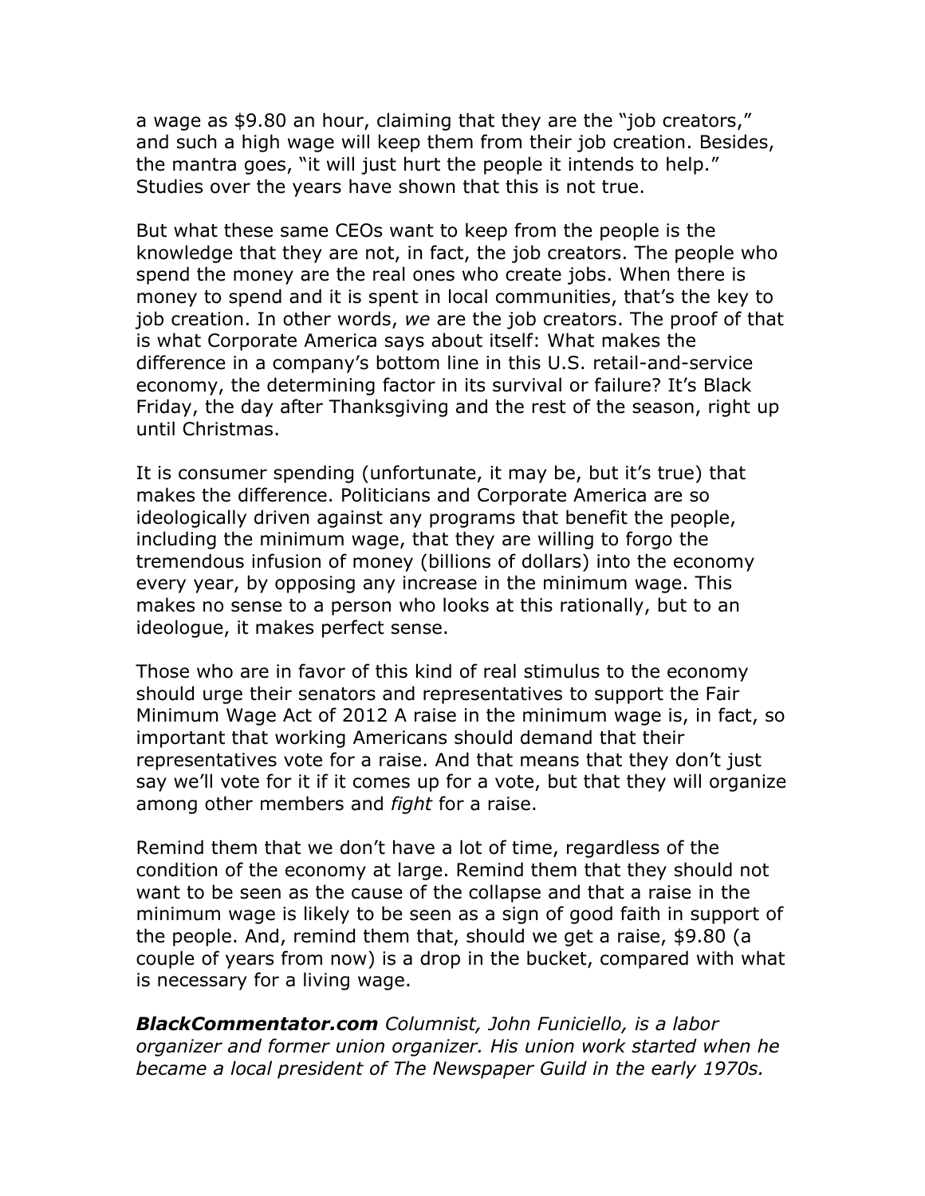a wage as $9.80 an hour, claiming that they are the "job creators," and such a high wage will keep them from their job creation. Besides, the mantra goes, "it will just hurt the people it intends to help." Studies over the years have shown that this is not true.

But what these same CEOs want to keep from the people is the knowledge that they are not, in fact, the job creators. The people who spend the money are the real ones who create jobs. When there is money to spend and it is spent in local communities, that's the key to job creation. In other words, *we* are the job creators. The proof of that is what Corporate America says about itself: What makes the difference in a company's bottom line in this U.S. retail-and-service economy, the determining factor in its survival or failure? It's Black Friday, the day after Thanksgiving and the rest of the season, right up until Christmas.

It is consumer spending (unfortunate, it may be, but it's true) that makes the difference. Politicians and Corporate America are so ideologically driven against any programs that benefit the people, including the minimum wage, that they are willing to forgo the tremendous infusion of money (billions of dollars) into the economy every year, by opposing any increase in the minimum wage. This makes no sense to a person who looks at this rationally, but to an ideologue, it makes perfect sense.

Those who are in favor of this kind of real stimulus to the economy should urge their senators and representatives to support the Fair Minimum Wage Act of 2012 A raise in the minimum wage is, in fact, so important that working Americans should demand that their representatives vote for a raise. And that means that they don't just say we'll vote for it if it comes up for a vote, but that they will organize among other members and *fight* for a raise.

Remind them that we don't have a lot of time, regardless of the condition of the economy at large. Remind them that they should not want to be seen as the cause of the collapse and that a raise in the minimum wage is likely to be seen as a sign of good faith in support of the people. And, remind them that, should we get a raise, $9.80 (a couple of years from now) is a drop in the bucket, compared with what is necessary for a living wage.

***BlackCommentator.com*** *Columnist, John Funiciello, is a labor organizer and former union organizer. His union work started when he became a local president of The Newspaper Guild in the early 1970s.*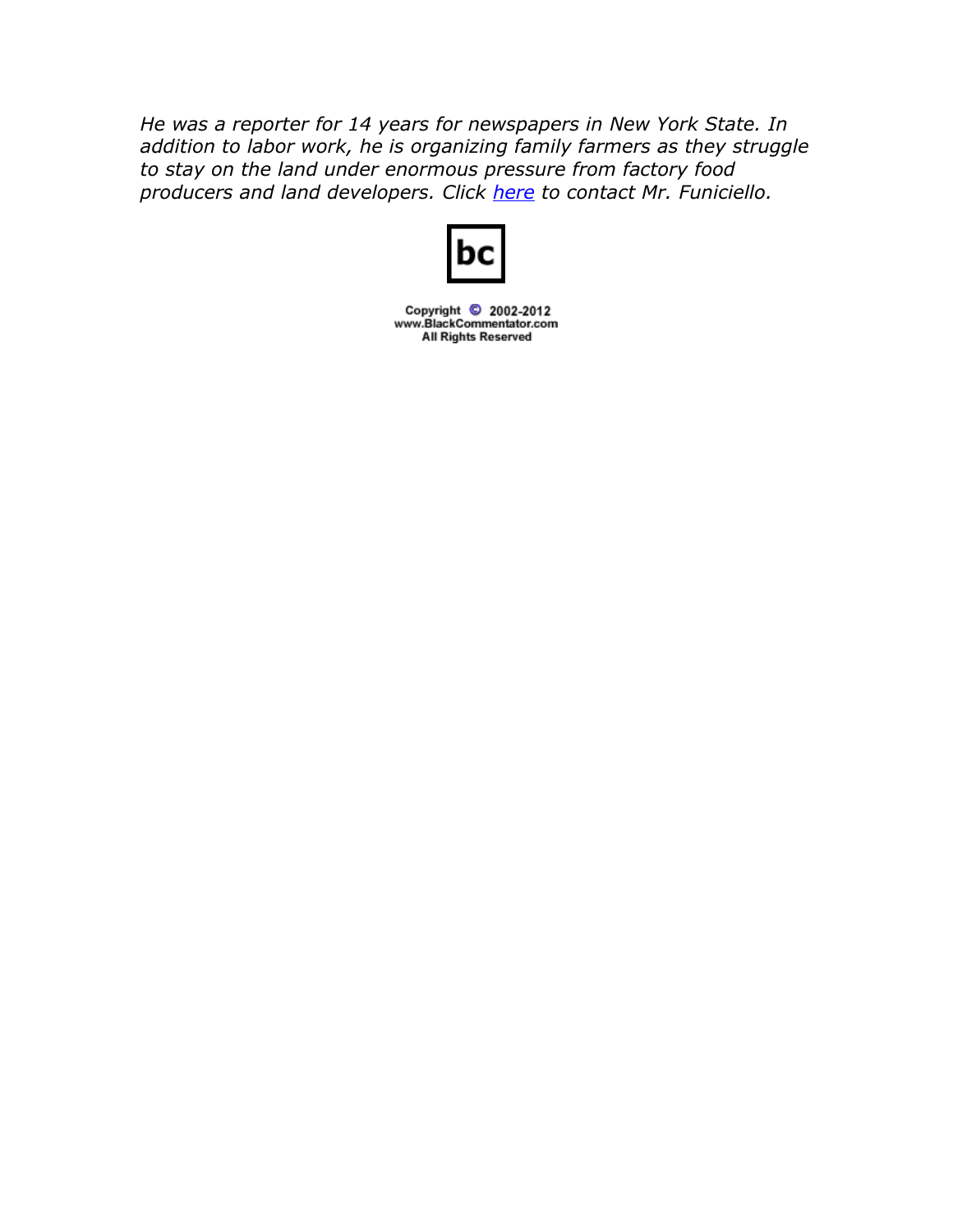*He was a reporter for 14 years for newspapers in New York State. In addition to labor work, he is organizing family farmers as they struggle to stay on the land under enormous pressure from factory food producers and land developers. Click [here]() to contact Mr. Funiciello.*

bc

Copyright © 2002-2012
www.BlackCommentator.com
All Rights Reserved